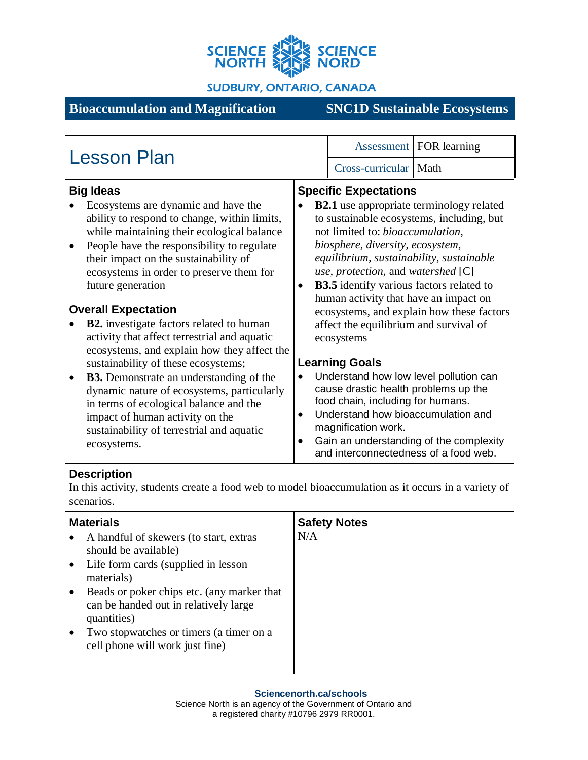SCIENCE NORTH SCIENCE NORD

SUDBURY, ONTARIO, CANADA

**Bioaccumulation and Magnification** | **SNC1D Sustainable Ecosystems**

# Lesson Plan

| Assessment | FOR learning |
|---|---|
| Cross-curricular | Math |

## Big Ideas

- Ecosystems are dynamic and have the ability to respond to change, within limits, while maintaining their ecological balance
- People have the responsibility to regulate their impact on the sustainability of ecosystems in order to preserve them for future generation

## Overall Expectation

- **B2.** investigate factors related to human activity that affect terrestrial and aquatic ecosystems, and explain how they affect the sustainability of these ecosystems;
- **B3.** Demonstrate an understanding of the dynamic nature of ecosystems, particularly in terms of ecological balance and the impact of human activity on the sustainability of terrestrial and aquatic ecosystems.

## Specific Expectations

- **B2.1** use appropriate terminology related to sustainable ecosystems, including, but not limited to: *bioaccumulation, biosphere, diversity, ecosystem, equilibrium, sustainability, sustainable use, protection,* and *watershed* [C]
- **B3.5** identify various factors related to human activity that have an impact on ecosystems, and explain how these factors affect the equilibrium and survival of ecosystems

## Learning Goals

- Understand how low level pollution can cause drastic health problems up the food chain, including for humans.
- Understand how bioaccumulation and magnification work.
- Gain an understanding of the complexity and interconnectedness of a food web.

## Description

In this activity, students create a food web to model bioaccumulation as it occurs in a variety of scenarios.

## Materials

- A handful of skewers (to start, extras should be available)
- Life form cards (supplied in lesson materials)
- Beads or poker chips etc. (any marker that can be handed out in relatively large quantities)
- Two stopwatches or timers (a timer on a cell phone will work just fine)

## Safety Notes

N/A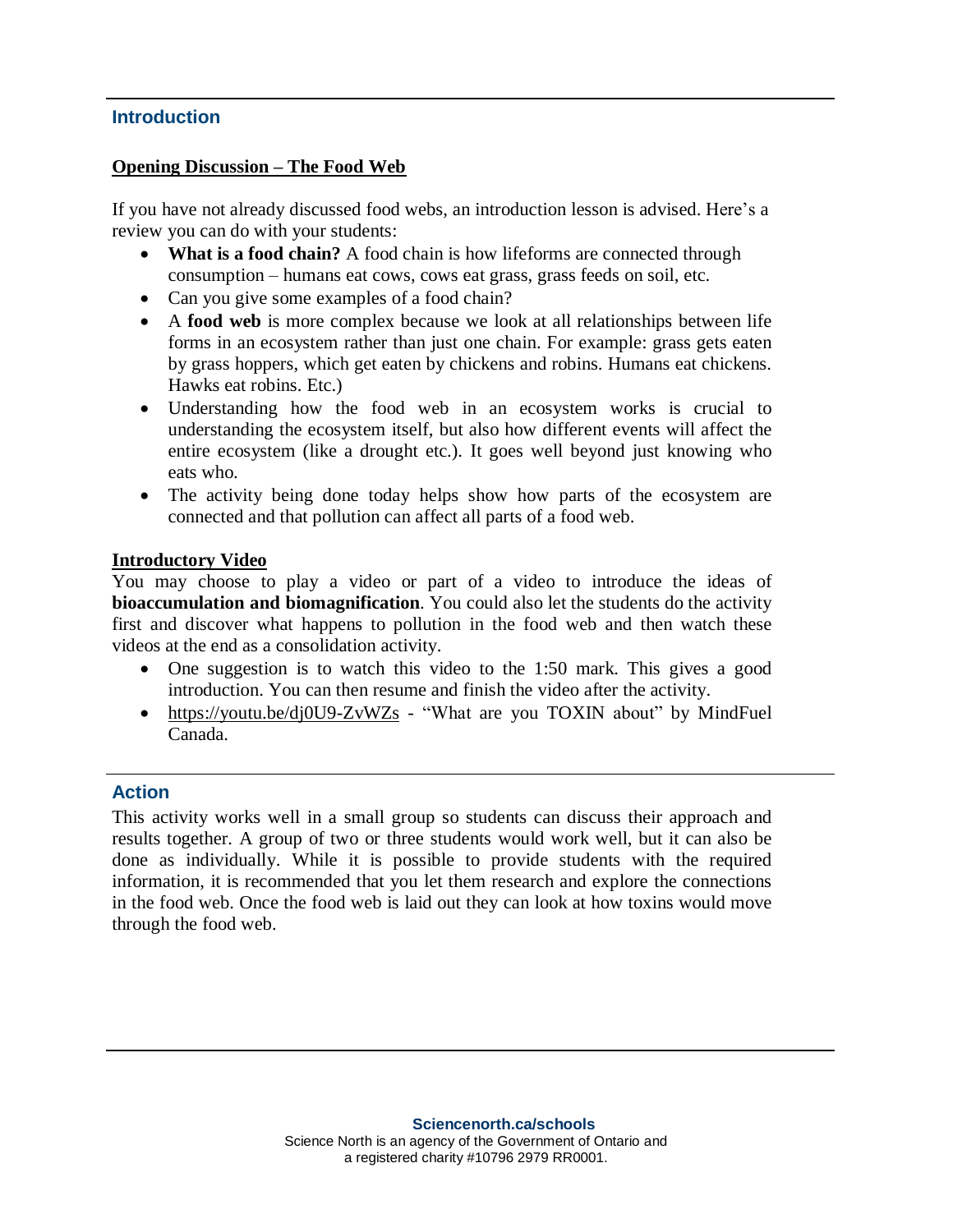## Introduction

### Opening Discussion – The Food Web

If you have not already discussed food webs, an introduction lesson is advised. Here's a review you can do with your students:

- **What is a food chain?** A food chain is how lifeforms are connected through consumption – humans eat cows, cows eat grass, grass feeds on soil, etc.
- Can you give some examples of a food chain?
- A **food web** is more complex because we look at all relationships between life forms in an ecosystem rather than just one chain. For example: grass gets eaten by grass hoppers, which get eaten by chickens and robins. Humans eat chickens. Hawks eat robins. Etc.)
- Understanding how the food web in an ecosystem works is crucial to understanding the ecosystem itself, but also how different events will affect the entire ecosystem (like a drought etc.). It goes well beyond just knowing who eats who.
- The activity being done today helps show how parts of the ecosystem are connected and that pollution can affect all parts of a food web.

### Introductory Video

You may choose to play a video or part of a video to introduce the ideas of **bioaccumulation and biomagnification**. You could also let the students do the activity first and discover what happens to pollution in the food web and then watch these videos at the end as a consolidation activity.

- One suggestion is to watch this video to the 1:50 mark. This gives a good introduction. You can then resume and finish the video after the activity.
- https://youtu.be/dj0U9-ZvWZs - "What are you TOXIN about" by MindFuel Canada.

## Action

This activity works well in a small group so students can discuss their approach and results together. A group of two or three students would work well, but it can also be done as individually. While it is possible to provide students with the required information, it is recommended that you let them research and explore the connections in the food web. Once the food web is laid out they can look at how toxins would move through the food web.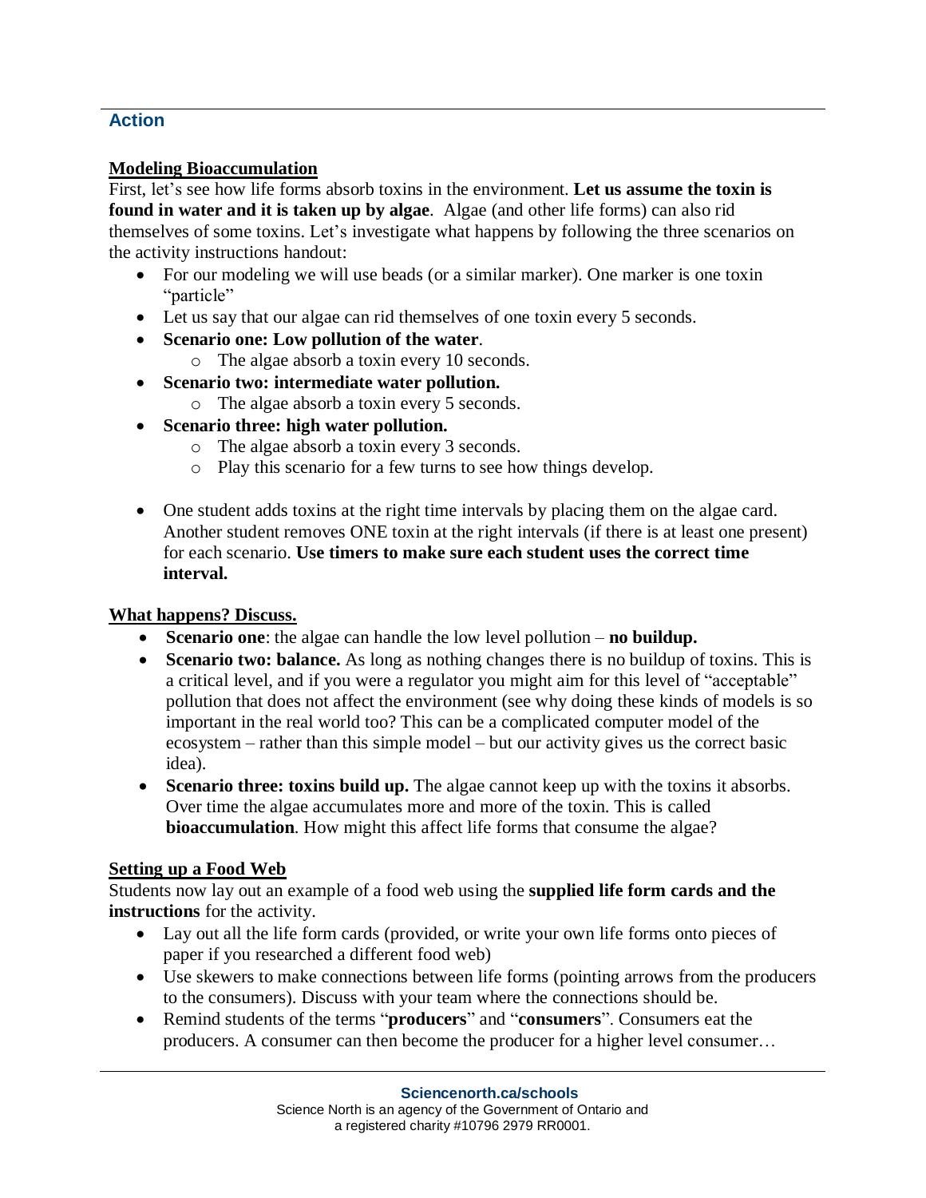## Action

### Modeling Bioaccumulation

First, let's see how life forms absorb toxins in the environment. **Let us assume the toxin is found in water and it is taken up by algae**. Algae (and other life forms) can also rid themselves of some toxins. Let's investigate what happens by following the three scenarios on the activity instructions handout:

- For our modeling we will use beads (or a similar marker). One marker is one toxin "particle"
- Let us say that our algae can rid themselves of one toxin every 5 seconds.
- **Scenario one: Low pollution of the water**.
  - The algae absorb a toxin every 10 seconds.
- **Scenario two: intermediate water pollution.**
  - The algae absorb a toxin every 5 seconds.
- **Scenario three: high water pollution.**
  - The algae absorb a toxin every 3 seconds.
  - Play this scenario for a few turns to see how things develop.

- One student adds toxins at the right time intervals by placing them on the algae card. Another student removes ONE toxin at the right intervals (if there is at least one present) for each scenario. **Use timers to make sure each student uses the correct time interval.**

### What happens? Discuss.

- **Scenario one**: the algae can handle the low level pollution – **no buildup.**
- **Scenario two: balance.** As long as nothing changes there is no buildup of toxins. This is a critical level, and if you were a regulator you might aim for this level of "acceptable" pollution that does not affect the environment (see why doing these kinds of models is so important in the real world too? This can be a complicated computer model of the ecosystem – rather than this simple model – but our activity gives us the correct basic idea).
- **Scenario three: toxins build up.** The algae cannot keep up with the toxins it absorbs. Over time the algae accumulates more and more of the toxin. This is called **bioaccumulation**. How might this affect life forms that consume the algae?

### Setting up a Food Web

Students now lay out an example of a food web using the **supplied life form cards and the instructions** for the activity.

- Lay out all the life form cards (provided, or write your own life forms onto pieces of paper if you researched a different food web)
- Use skewers to make connections between life forms (pointing arrows from the producers to the consumers). Discuss with your team where the connections should be.
- Remind students of the terms "**producers**" and "**consumers**". Consumers eat the producers. A consumer can then become the producer for a higher level consumer…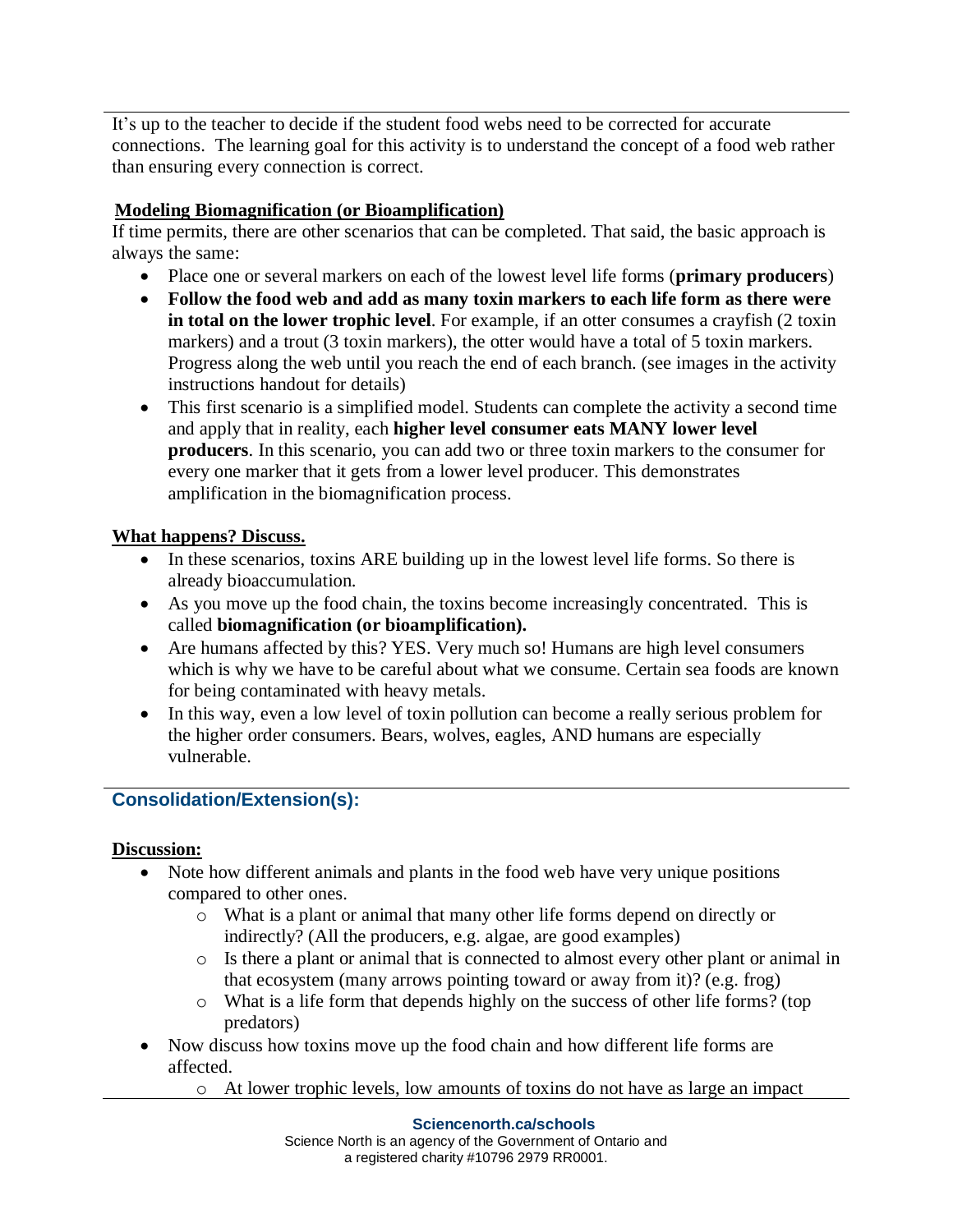It's up to the teacher to decide if the student food webs need to be corrected for accurate connections. The learning goal for this activity is to understand the concept of a food web rather than ensuring every connection is correct.

**Modeling Biomagnification (or Bioamplification)**

If time permits, there are other scenarios that can be completed. That said, the basic approach is always the same:

- Place one or several markers on each of the lowest level life forms (**primary producers**)
- **Follow the food web and add as many toxin markers to each life form as there were in total on the lower trophic level**. For example, if an otter consumes a crayfish (2 toxin markers) and a trout (3 toxin markers), the otter would have a total of 5 toxin markers. Progress along the web until you reach the end of each branch. (see images in the activity instructions handout for details)
- This first scenario is a simplified model. Students can complete the activity a second time and apply that in reality, each **higher level consumer eats MANY lower level producers**. In this scenario, you can add two or three toxin markers to the consumer for every one marker that it gets from a lower level producer. This demonstrates amplification in the biomagnification process.

**What happens? Discuss.**

- In these scenarios, toxins ARE building up in the lowest level life forms. So there is already bioaccumulation.
- As you move up the food chain, the toxins become increasingly concentrated. This is called **biomagnification (or bioamplification).**
- Are humans affected by this? YES. Very much so! Humans are high level consumers which is why we have to be careful about what we consume. Certain sea foods are known for being contaminated with heavy metals.
- In this way, even a low level of toxin pollution can become a really serious problem for the higher order consumers. Bears, wolves, eagles, AND humans are especially vulnerable.

## Consolidation/Extension(s):

**Discussion:**

- Note how different animals and plants in the food web have very unique positions compared to other ones.
  - What is a plant or animal that many other life forms depend on directly or indirectly? (All the producers, e.g. algae, are good examples)
  - Is there a plant or animal that is connected to almost every other plant or animal in that ecosystem (many arrows pointing toward or away from it)? (e.g. frog)
  - What is a life form that depends highly on the success of other life forms? (top predators)
- Now discuss how toxins move up the food chain and how different life forms are affected.
  - At lower trophic levels, low amounts of toxins do not have as large an impact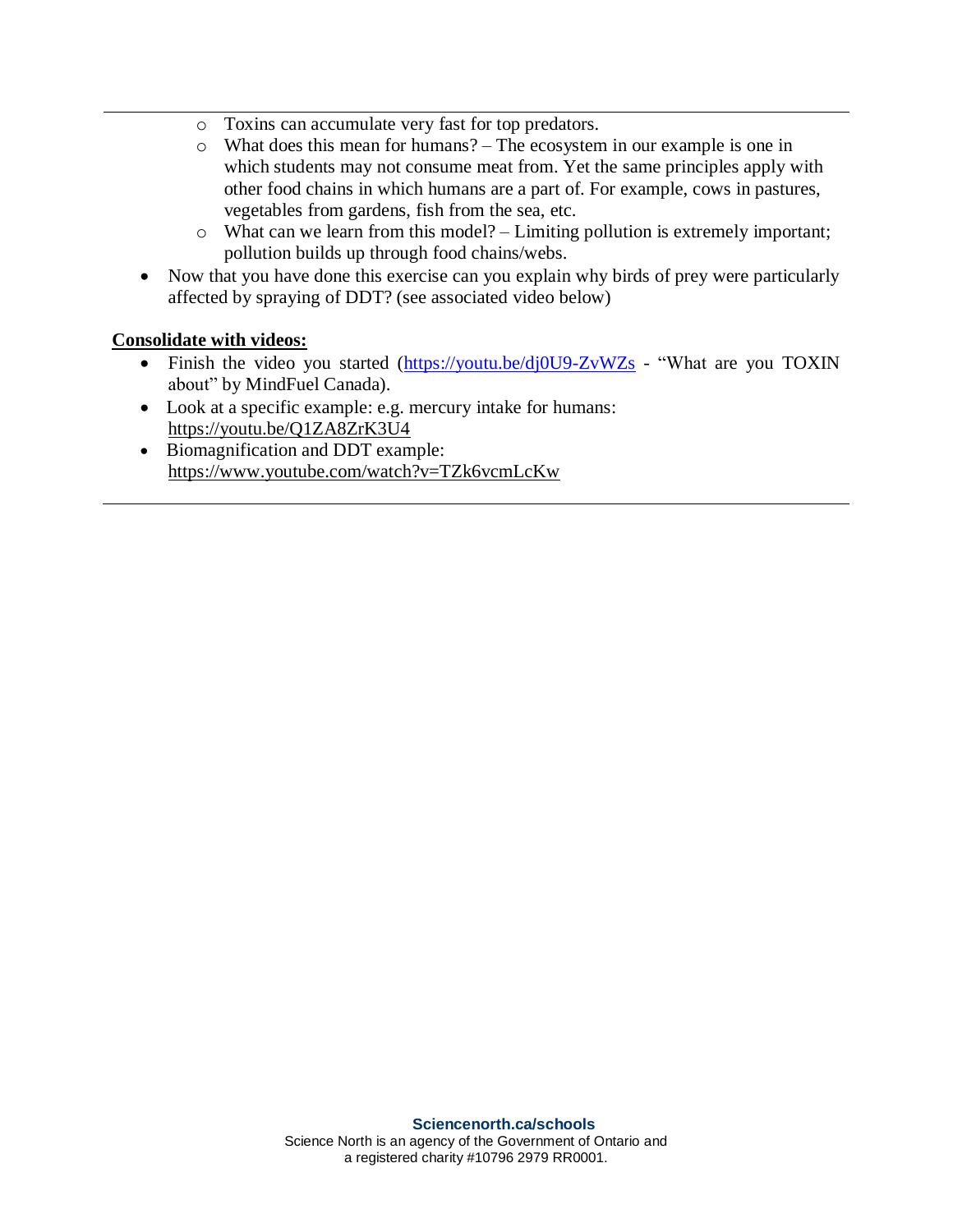- Toxins can accumulate very fast for top predators.
  - What does this mean for humans? – The ecosystem in our example is one in which students may not consume meat from. Yet the same principles apply with other food chains in which humans are a part of. For example, cows in pastures, vegetables from gardens, fish from the sea, etc.
  - What can we learn from this model? – Limiting pollution is extremely important; pollution builds up through food chains/webs.
- Now that you have done this exercise can you explain why birds of prey were particularly affected by spraying of DDT? (see associated video below)

**Consolidate with videos:**

- Finish the video you started (https://youtu.be/dj0U9-ZvWZs - "What are you TOXIN about" by MindFuel Canada).
- Look at a specific example: e.g. mercury intake for humans: https://youtu.be/Q1ZA8ZrK3U4
- Biomagnification and DDT example: https://www.youtube.com/watch?v=TZk6vcmLcKw